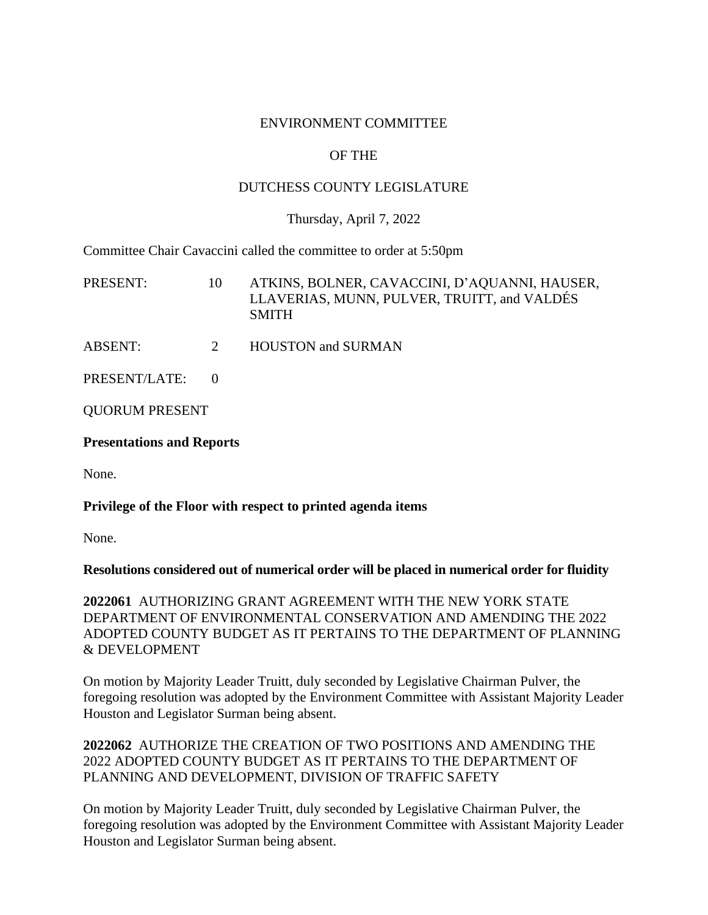ENVIRONMENT COMMITTEE

OF THE

DUTCHESS COUNTY LEGISLATURE

Thursday, April 7, 2022

Committee Chair Cavaccini called the committee to order at 5:50pm

PRESENT: 10 ATKINS, BOLNER, CAVACCINI, D'AQUANNI, HAUSER, LLAVERIAS, MUNN, PULVER, TRUITT, and VALDÉS SMITH

ABSENT: 2 HOUSTON and SURMAN

PRESENT/LATE: 0

QUORUM PRESENT

**Presentations and Reports**

None.

**Privilege of the Floor with respect to printed agenda items**

None.

**Resolutions considered out of numerical order will be placed in numerical order for fluidity**

**2022061** AUTHORIZING GRANT AGREEMENT WITH THE NEW YORK STATE DEPARTMENT OF ENVIRONMENTAL CONSERVATION AND AMENDING THE 2022 ADOPTED COUNTY BUDGET AS IT PERTAINS TO THE DEPARTMENT OF PLANNING & DEVELOPMENT

On motion by Majority Leader Truitt, duly seconded by Legislative Chairman Pulver, the foregoing resolution was adopted by the Environment Committee with Assistant Majority Leader Houston and Legislator Surman being absent.

**2022062** AUTHORIZE THE CREATION OF TWO POSITIONS AND AMENDING THE 2022 ADOPTED COUNTY BUDGET AS IT PERTAINS TO THE DEPARTMENT OF PLANNING AND DEVELOPMENT, DIVISION OF TRAFFIC SAFETY

On motion by Majority Leader Truitt, duly seconded by Legislative Chairman Pulver, the foregoing resolution was adopted by the Environment Committee with Assistant Majority Leader Houston and Legislator Surman being absent.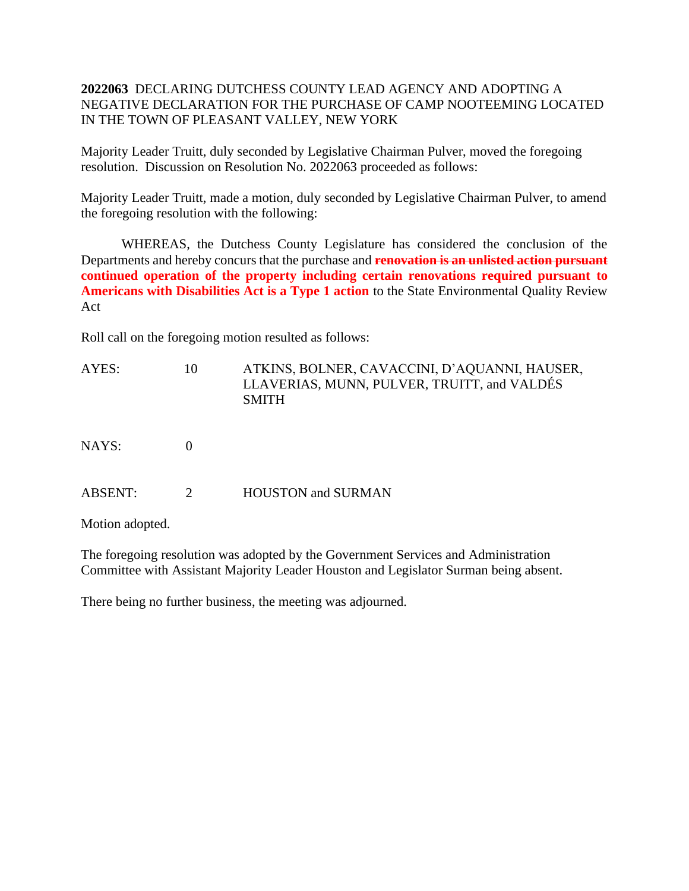**2022063** DECLARING DUTCHESS COUNTY LEAD AGENCY AND ADOPTING A NEGATIVE DECLARATION FOR THE PURCHASE OF CAMP NOOTEEMING LOCATED IN THE TOWN OF PLEASANT VALLEY, NEW YORK

Majority Leader Truitt, duly seconded by Legislative Chairman Pulver, moved the foregoing resolution. Discussion on Resolution No. 2022063 proceeded as follows:

Majority Leader Truitt, made a motion, duly seconded by Legislative Chairman Pulver, to amend the foregoing resolution with the following:

WHEREAS, the Dutchess County Legislature has considered the conclusion of the Departments and hereby concurs that the purchase and ~~**renovation is an unlisted action pursuant**~~ **continued operation of the property including certain renovations required pursuant to Americans with Disabilities Act is a Type 1 action** to the State Environmental Quality Review Act

Roll call on the foregoing motion resulted as follows:

| | | |
|---|---|---|
| AYES: | 10 | ATKINS, BOLNER, CAVACCINI, D'AQUANNI, HAUSER, LLAVERIAS, MUNN, PULVER, TRUITT, and VALDÉS SMITH |
| NAYS: | 0 | |
| ABSENT: | 2 | HOUSTON and SURMAN |

Motion adopted.

The foregoing resolution was adopted by the Government Services and Administration Committee with Assistant Majority Leader Houston and Legislator Surman being absent.

There being no further business, the meeting was adjourned.